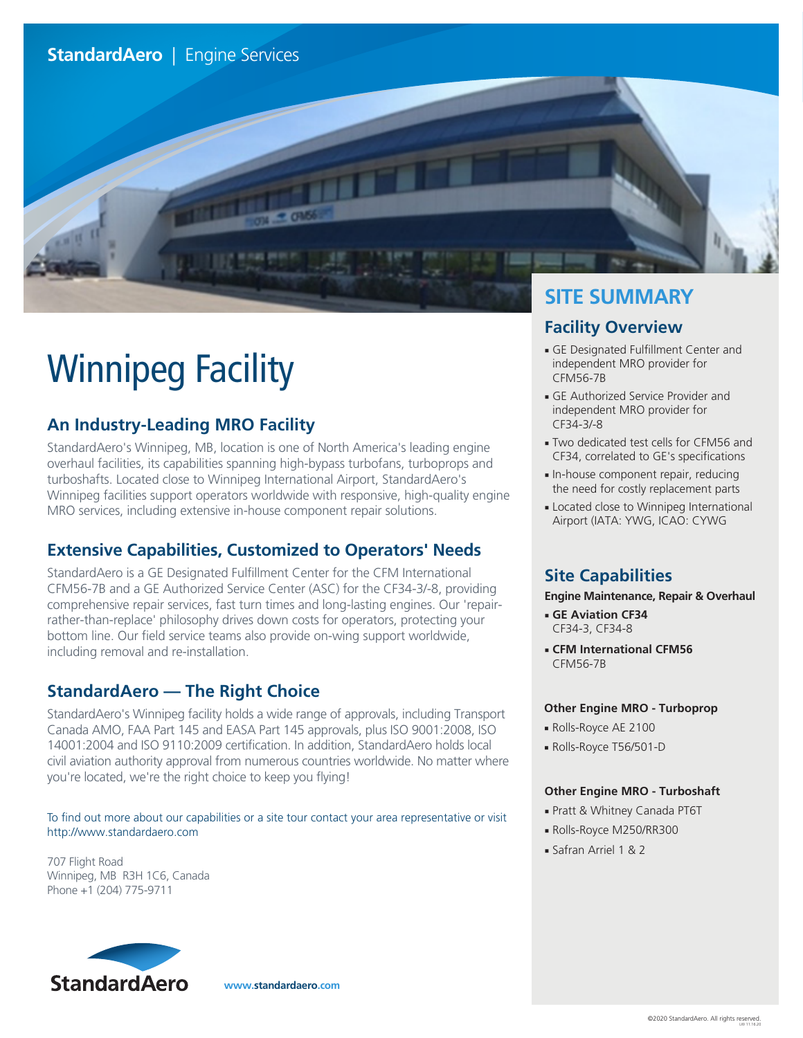StandardAero | Engine Services

# Winnipeg Facility

## An Industry-Leading MRO Facility

StandardAero's Winnipeg, MB, location is one of North America's leading engine overhaul facilities, its capabilities spanning high-bypass turbofans, turboprops and turboshafts. Located close to Winnipeg International Airport, StandardAero's Winnipeg facilities support operators worldwide with responsive, high-quality engine MRO services, including extensive in-house component repair solutions.

## Extensive Capabilities, Customized to Operators' Needs

StandardAero is a GE Designated Fulfillment Center for the CFM International CFM56-7B and a GE Authorized Service Center (ASC) for the CF34-3/-8, providing comprehensive repair services, fast turn times and long-lasting engines. Our 'repair-rather-than-replace' philosophy drives down costs for operators, protecting your bottom line. Our field service teams also provide on-wing support worldwide, including removal and re-installation.

## StandardAero — The Right Choice

StandardAero's Winnipeg facility holds a wide range of approvals, including Transport Canada AMO, FAA Part 145 and EASA Part 145 approvals, plus ISO 9001:2008, ISO 14001:2004 and ISO 9110:2009 certification. In addition, StandardAero holds local civil aviation authority approval from numerous countries worldwide. No matter where you're located, we're the right choice to keep you flying!

To find out more about our capabilities or a site tour contact your area representative or visit http://www.standardaero.com

707 Flight Road
Winnipeg, MB R3H 1C6, Canada
Phone +1 (204) 775-9711

StandardAero

www.standardaero.com

## SITE SUMMARY

### Facility Overview

- GE Designated Fulfillment Center and independent MRO provider for CFM56-7B
- GE Authorized Service Provider and independent MRO provider for CF34-3/-8
- Two dedicated test cells for CFM56 and CF34, correlated to GE's specifications
- In-house component repair, reducing the need for costly replacement parts
- Located close to Winnipeg International Airport (IATA: YWG, ICAO: CYWG

### Site Capabilities

**Engine Maintenance, Repair & Overhaul**

- **GE Aviation CF34**
  CF34-3, CF34-8
- **CFM International CFM56**
  CFM56-7B

**Other Engine MRO - Turboprop**

- Rolls-Royce AE 2100
- Rolls-Royce T56/501-D

**Other Engine MRO - Turboshaft**

- Pratt & Whitney Canada PT6T
- Rolls-Royce M250/RR300
- Safran Arriel 1 & 2

©2020 StandardAero. All rights reserved.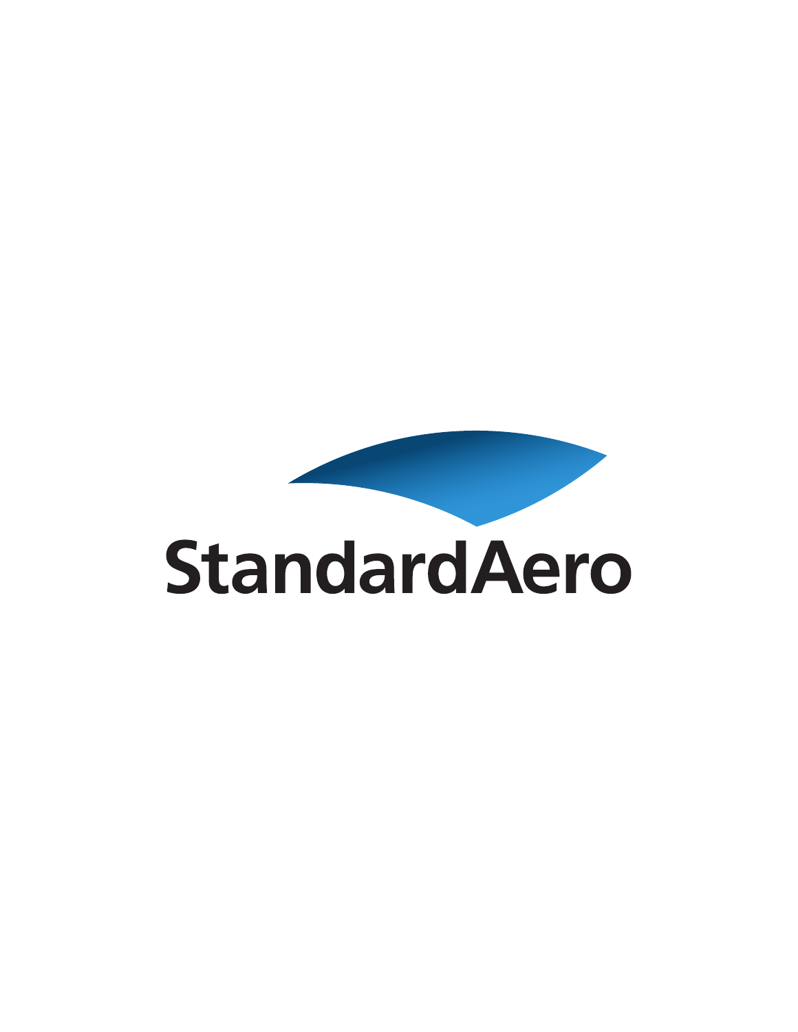StandardAero